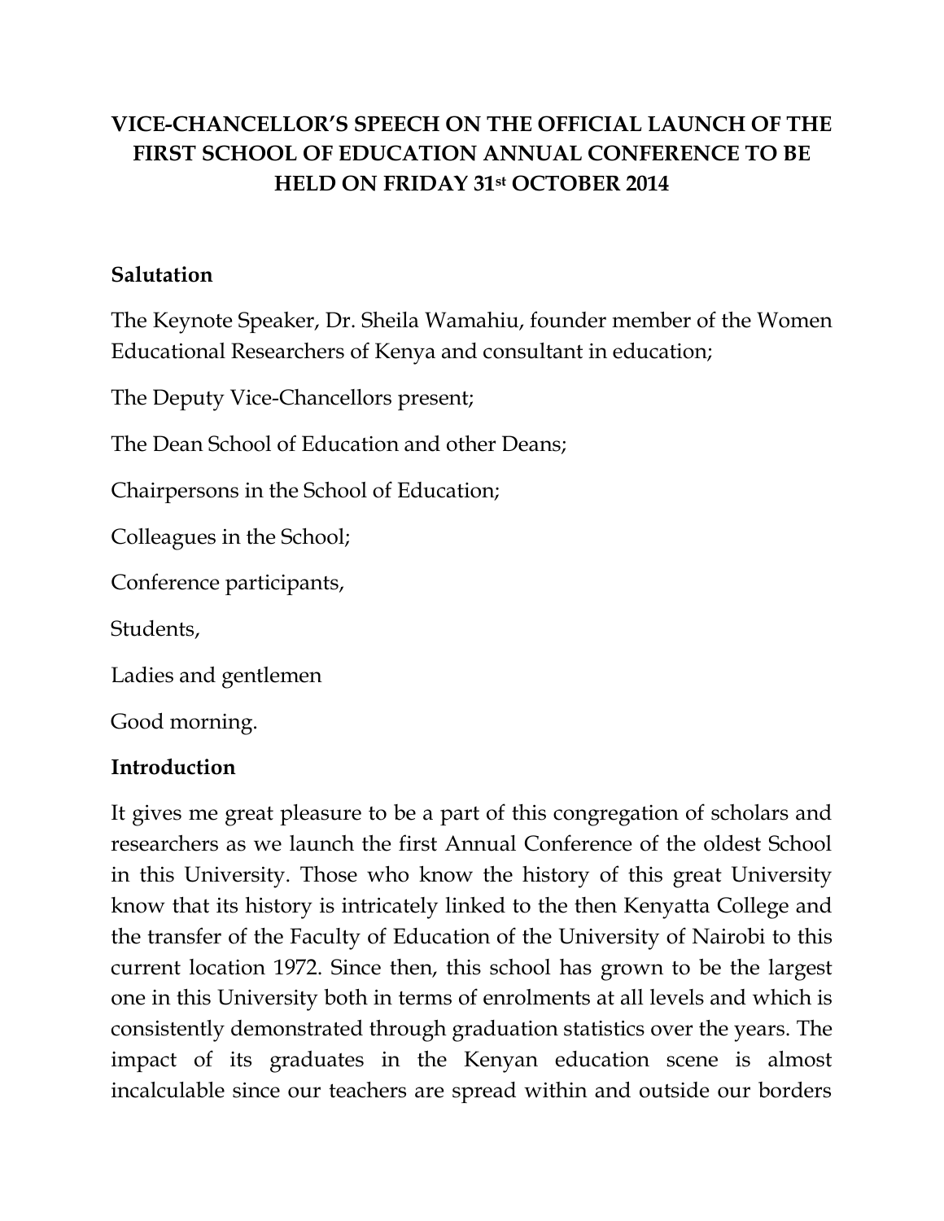# VICE-CHANCELLOR'S SPEECH ON THE OFFICIAL LAUNCH OF THE FIRST SCHOOL OF EDUCATION ANNUAL CONFERENCE TO BE HELD ON FRIDAY 31st OCTOBER 2014

**Salutation**

The Keynote Speaker, Dr. Sheila Wamahiu, founder member of the Women Educational Researchers of Kenya and consultant in education;

The Deputy Vice-Chancellors present;

The Dean School of Education and other Deans;

Chairpersons in the School of Education;

Colleagues in the School;

Conference participants,

Students,

Ladies and gentlemen

Good morning.

**Introduction**

It gives me great pleasure to be a part of this congregation of scholars and researchers as we launch the first Annual Conference of the oldest School in this University. Those who know the history of this great University know that its history is intricately linked to the then Kenyatta College and the transfer of the Faculty of Education of the University of Nairobi to this current location 1972. Since then, this school has grown to be the largest one in this University both in terms of enrolments at all levels and which is consistently demonstrated through graduation statistics over the years. The impact of its graduates in the Kenyan education scene is almost incalculable since our teachers are spread within and outside our borders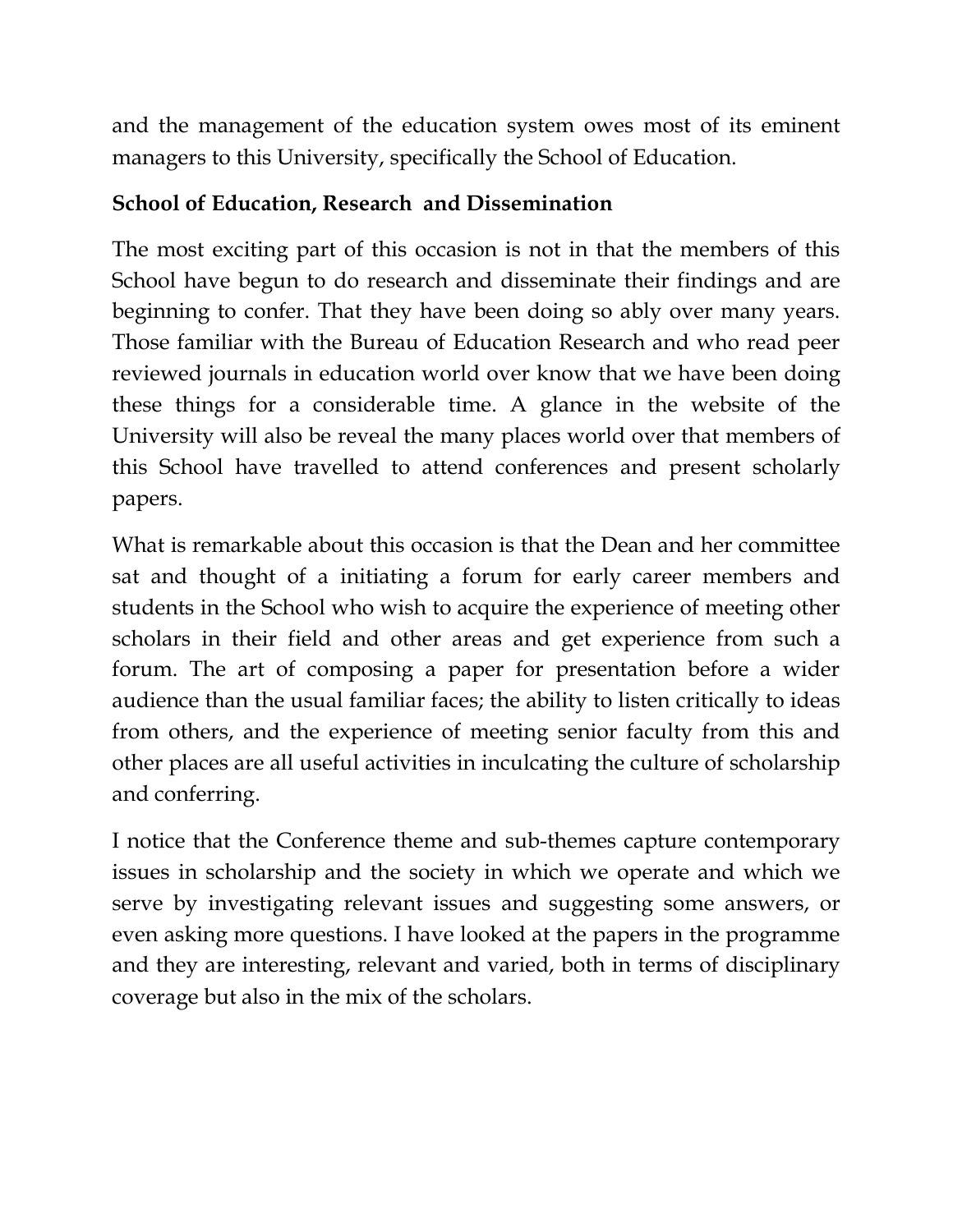and the management of the education system owes most of its eminent managers to this University, specifically the School of Education.

**School of Education, Research and Dissemination**

The most exciting part of this occasion is not in that the members of this School have begun to do research and disseminate their findings and are beginning to confer. That they have been doing so ably over many years. Those familiar with the Bureau of Education Research and who read peer reviewed journals in education world over know that we have been doing these things for a considerable time. A glance in the website of the University will also be reveal the many places world over that members of this School have travelled to attend conferences and present scholarly papers.

What is remarkable about this occasion is that the Dean and her committee sat and thought of a initiating a forum for early career members and students in the School who wish to acquire the experience of meeting other scholars in their field and other areas and get experience from such a forum. The art of composing a paper for presentation before a wider audience than the usual familiar faces; the ability to listen critically to ideas from others, and the experience of meeting senior faculty from this and other places are all useful activities in inculcating the culture of scholarship and conferring.

I notice that the Conference theme and sub-themes capture contemporary issues in scholarship and the society in which we operate and which we serve by investigating relevant issues and suggesting some answers, or even asking more questions. I have looked at the papers in the programme and they are interesting, relevant and varied, both in terms of disciplinary coverage but also in the mix of the scholars.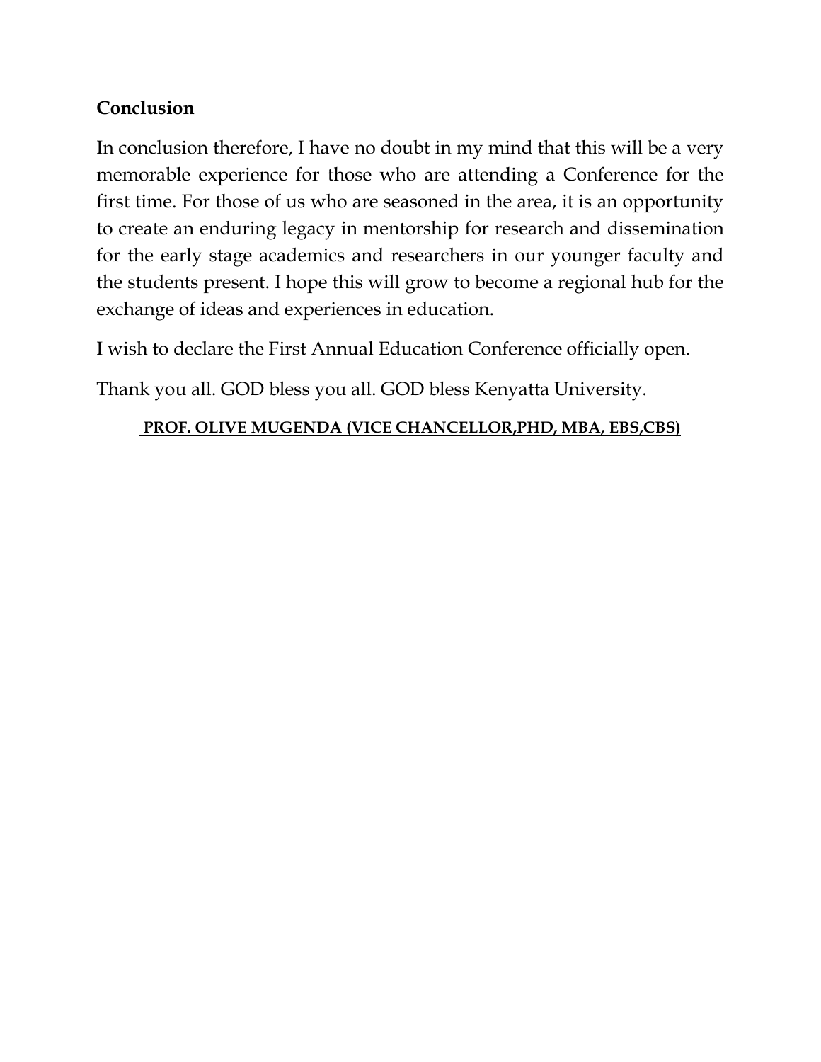**Conclusion**

In conclusion therefore, I have no doubt in my mind that this will be a very memorable experience for those who are attending a Conference for the first time. For those of us who are seasoned in the area, it is an opportunity to create an enduring legacy in mentorship for research and dissemination for the early stage academics and researchers in our younger faculty and the students present. I hope this will grow to become a regional hub for the exchange of ideas and experiences in education.

I wish to declare the First Annual Education Conference officially open.

Thank you all. GOD bless you all. GOD bless Kenyatta University.

**PROF. OLIVE MUGENDA (VICE CHANCELLOR,PHD, MBA, EBS,CBS)**